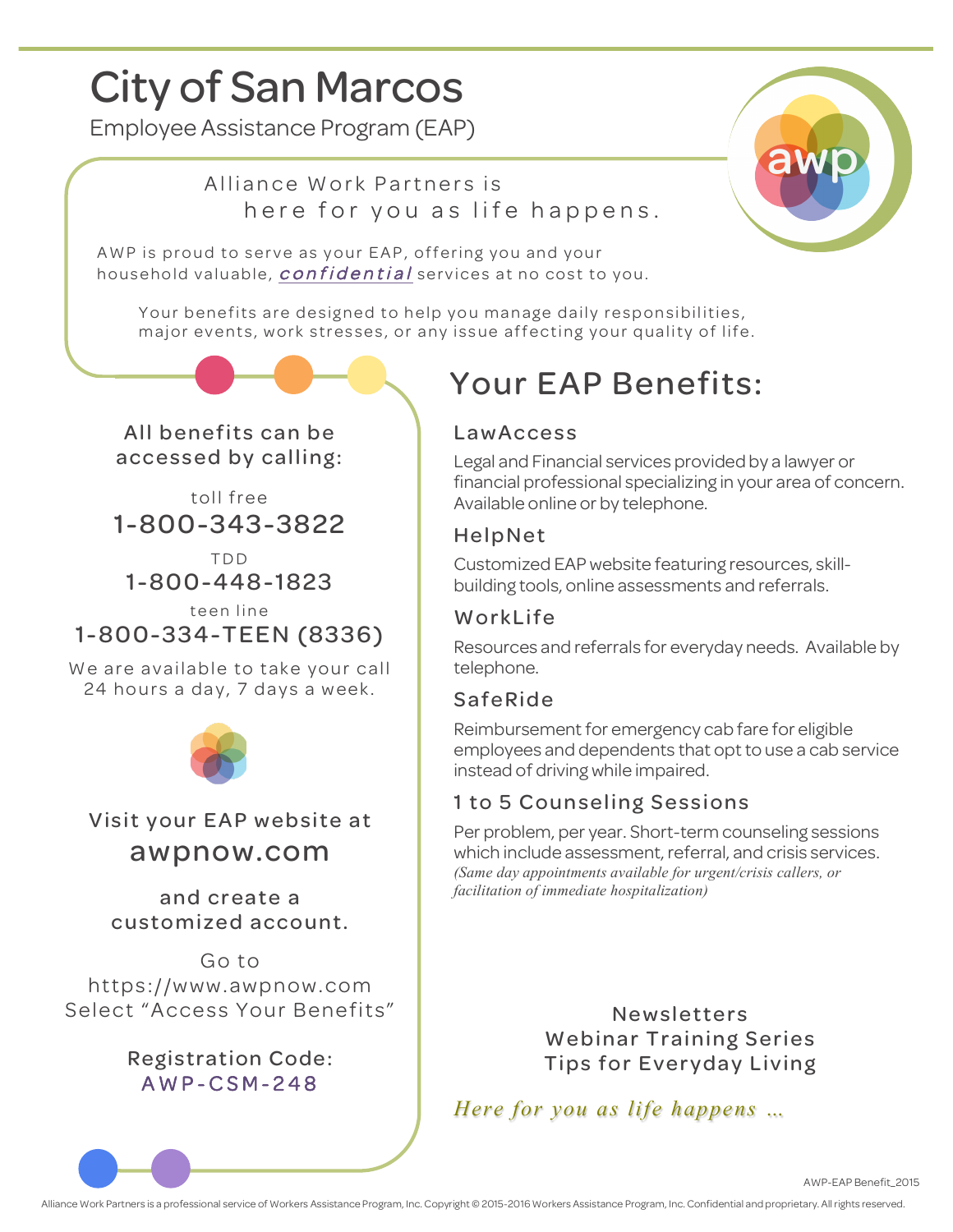# City of San Marcos

Employee Assistance Program (EAP)

Alliance Work Partners is
here for you as life happens.

AWP is proud to serve as your EAP, offering you and your household valuable, ***confidential*** services at no cost to you.

Your benefits are designed to help you manage daily responsibilities, major events, work stresses, or any issue affecting your quality of life.

All benefits can be accessed by calling:

toll free
**1-800-343-3822**

TDD
**1-800-448-1823**

teen line
**1-800-334-TEEN (8336)**

We are available to take your call 24 hours a day, 7 days a week.

Visit your EAP website at
**awpnow.com**

and create a customized account.

Go to
https://www.awpnow.com
Select "Access Your Benefits"

Registration Code:
AWP-CSM-248

## Your EAP Benefits:

### LawAccess

Legal and Financial services provided by a lawyer or financial professional specializing in your area of concern. Available online or by telephone.

### HelpNet

Customized EAP website featuring resources, skill-building tools, online assessments and referrals.

### WorkLife

Resources and referrals for everyday needs. Available by telephone.

### SafeRide

Reimbursement for emergency cab fare for eligible employees and dependents that opt to use a cab service instead of driving while impaired.

### 1 to 5 Counseling Sessions

Per problem, per year. Short-term counseling sessions which include assessment, referral, and crisis services.
*(Same day appointments available for urgent/crisis callers, or facilitation of immediate hospitalization)*

Newsletters
Webinar Training Series
Tips for Everyday Living

*Here for you as life happens …*

AWP-EAP Benefit_2015

Alliance Work Partners is a professional service of Workers Assistance Program, Inc. Copyright © 2015-2016 Workers Assistance Program, Inc. Confidential and proprietary. All rights reserved.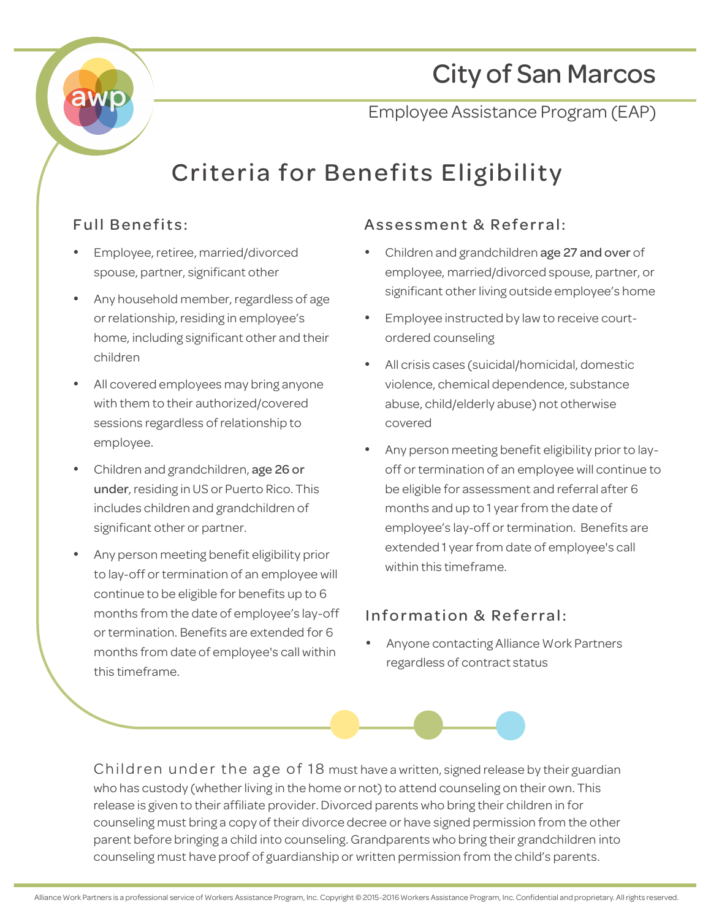# City of San Marcos

Employee Assistance Program (EAP)

## Criteria for Benefits Eligibility

### Full Benefits:

- Employee, retiree, married/divorced spouse, partner, significant other
- Any household member, regardless of age or relationship, residing in employee's home, including significant other and their children
- All covered employees may bring anyone with them to their authorized/covered sessions regardless of relationship to employee.
- Children and grandchildren, **age 26 or under**, residing in US or Puerto Rico. This includes children and grandchildren of significant other or partner.
- Any person meeting benefit eligibility prior to lay-off or termination of an employee will continue to be eligible for benefits up to 6 months from the date of employee's lay-off or termination. Benefits are extended for 6 months from date of employee's call within this timeframe.

### Assessment & Referral:

- Children and grandchildren **age 27 and over** of employee, married/divorced spouse, partner, or significant other living outside employee's home
- Employee instructed by law to receive court-ordered counseling
- All crisis cases (suicidal/homicidal, domestic violence, chemical dependence, substance abuse, child/elderly abuse) not otherwise covered
- Any person meeting benefit eligibility prior to lay-off or termination of an employee will continue to be eligible for assessment and referral after 6 months and up to 1 year from the date of employee's lay-off or termination. Benefits are extended 1 year from date of employee's call within this timeframe.

### Information & Referral:

- Anyone contacting Alliance Work Partners regardless of contract status

Children under the age of 18 must have a written, signed release by their guardian who has custody (whether living in the home or not) to attend counseling on their own. This release is given to their affiliate provider. Divorced parents who bring their children in for counseling must bring a copy of their divorce decree or have signed permission from the other parent before bringing a child into counseling. Grandparents who bring their grandchildren into counseling must have proof of guardianship or written permission from the child's parents.

Alliance Work Partners is a professional service of Workers Assistance Program, Inc. Copyright © 2015-2016 Workers Assistance Program, Inc. Confidential and proprietary. All rights reserved.